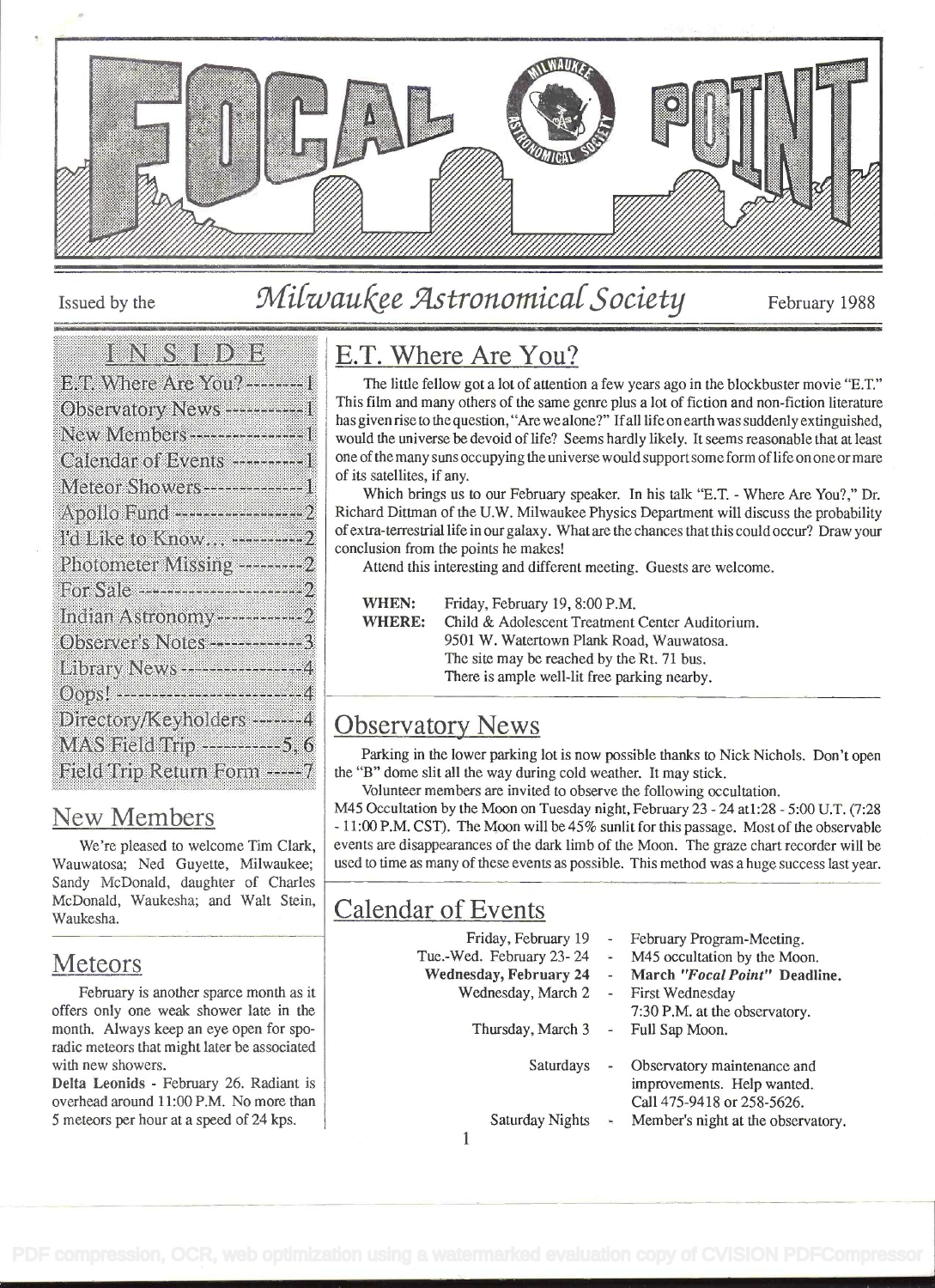# FOCAL POINT

Issued by the *Milwaukee Astronomical Society* February 1988

## INSIDE

- E.T. Where Are You? -------- 1
- Observatory News ----------- 1
- New Members --------------- 1
- Calendar of Events ---------- 1
- Meteor Showers -------------- 1
- Apollo Fund ----------------- 2
- I'd Like to Know... ---------- 2
- Photometer Missing --------- 2
- For Sale --------------------- 2
- Indian Astronomy ------------ 2
- Observer's Notes ------------ 3
- Library News ---------------- 4
- Oops! ------------------------ 4
- Directory/Keyholders ------- 4
- MAS Field Trip ----------- 5, 6
- Field Trip Return Form ----- 7

## E.T. Where Are You?

The little fellow got a lot of attention a few years ago in the blockbuster movie "E.T." This film and many others of the same genre plus a lot of fiction and non-fiction literature has given rise to the question, "Are we alone?" If all life on earth was suddenly extinguished, would the universe be devoid of life? Seems hardly likely. It seems reasonable that at least one of the many suns occupying the universe would support some form of life on one or mare of its satellites, if any.

Which brings us to our February speaker. In his talk "E.T. - Where Are You?," Dr. Richard Dittman of the U.W. Milwaukee Physics Department will discuss the probability of extra-terrestrial life in our galaxy. What are the chances that this could occur? Draw your conclusion from the points he makes!

Attend this interesting and different meeting. Guests are welcome.

**WHEN:** Friday, February 19, 8:00 P.M.
**WHERE:** Child & Adolescent Treatment Center Auditorium.
9501 W. Watertown Plank Road, Wauwatosa.
The site may be reached by the Rt. 71 bus.
There is ample well-lit free parking nearby.

## Observatory News

Parking in the lower parking lot is now possible thanks to Nick Nichols. Don't open the "B" dome slit all the way during cold weather. It may stick.

Volunteer members are invited to observe the following occultation.

M45 Occultation by the Moon on Tuesday night, February 23 - 24 at1:28 - 5:00 U.T. (7:28 - 11:00 P.M. CST). The Moon will be 45% sunlit for this passage. Most of the observable events are disappearances of the dark limb of the Moon. The graze chart recorder will be used to time as many of these events as possible. This method was a huge success last year.

## New Members

We're pleased to welcome Tim Clark, Wauwatosa; Ned Guyette, Milwaukee; Sandy McDonald, daughter of Charles McDonald, Waukesha; and Walt Stein, Waukesha.

## Calendar of Events

| | | |
|---|---|---|
| Friday, February 19 | - | February Program-Meeting. |
| Tue.-Wed. February 23- 24 | - | M45 occultation by the Moon. |
| **Wednesday, February 24** | - | **March *"Focal Point"* Deadline.** |
| Wednesday, March 2 | - | First Wednesday 7:30 P.M. at the observatory. |
| Thursday, March 3 | - | Full Sap Moon. |
| Saturdays | - | Observatory maintenance and improvements. Help wanted. Call 475-9418 or 258-5626. |
| Saturday Nights | - | Member's night at the observatory. |

## Meteors

February is another sparce month as it offers only one weak shower late in the month. Always keep an eye open for sporadic meteors that might later be associated with new showers.

**Delta Leonids** - February 26. Radiant is overhead around 11:00 P.M. No more than 5 meteors per hour at a speed of 24 kps.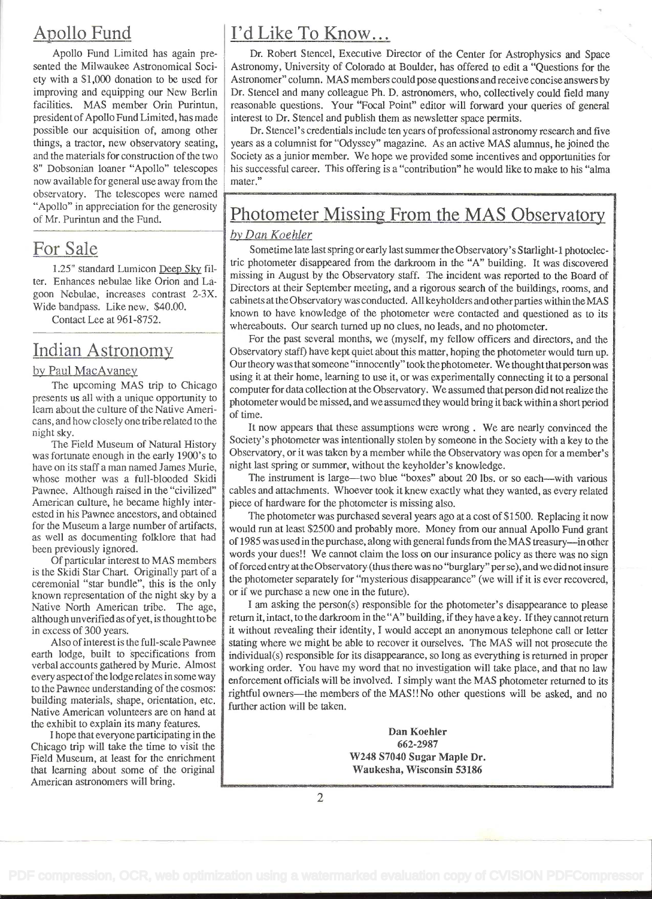## Apollo Fund

Apollo Fund Limited has again presented the Milwaukee Astronomical Society with a $1,000 donation to be used for improving and equipping our New Berlin facilities. MAS member Orin Purintun, president of Apollo Fund Limited, has made possible our acquisition of, among other things, a tractor, new observatory seating, and the materials for construction of the two 8" Dobsonian loaner "Apollo" telescopes now available for general use away from the observatory. The telescopes were named "Apollo" in appreciation for the generosity of Mr. Purintun and the Fund.

## For Sale

1.25" standard Lumicon Deep Sky filter. Enhances nebulae like Orion and Lagoon Nebulae, increases contrast 2-3X. Wide bandpass. Like new. $40.00.

Contact Lee at 961-8752.

## Indian Astronomy

by Paul MacAvaney

The upcoming MAS trip to Chicago presents us all with a unique opportunity to learn about the culture of the Native Americans, and how closely one tribe related to the night sky.

The Field Museum of Natural History was fortunate enough in the early 1900's to have on its staff a man named James Murie, whose mother was a full-blooded Skidi Pawnee. Although raised in the "civilized" American culture, he became highly interested in his Pawnee ancestors, and obtained for the Museum a large number of artifacts, as well as documenting folklore that had been previously ignored.

Of particular interest to MAS members is the Skidi Star Chart. Originally part of a ceremonial "star bundle", this is the only known representation of the night sky by a Native North American tribe. The age, although unverified as of yet, is thought to be in excess of 300 years.

Also of interest is the full-scale Pawnee earth lodge, built to specifications from verbal accounts gathered by Murie. Almost every aspect of the lodge relates in some way to the Pawnee understanding of the cosmos: building materials, shape, orientation, etc. Native American volunteers are on hand at the exhibit to explain its many features.

I hope that everyone participating in the Chicago trip will take the time to visit the Field Museum, at least for the enrichment that learning about some of the original American astronomers will bring.

## I'd Like To Know...

Dr. Robert Stencel, Executive Director of the Center for Astrophysics and Space Astronomy, University of Colorado at Boulder, has offered to edit a "Questions for the Astronomer" column. MAS members could pose questions and receive concise answers by Dr. Stencel and many colleague Ph. D. astronomers, who, collectively could field many reasonable questions. Your "Focal Point" editor will forward your queries of general interest to Dr. Stencel and publish them as newsletter space permits.

Dr. Stencel's credentials include ten years of professional astronomy research and five years as a columnist for "Odyssey" magazine. As an active MAS alumnus, he joined the Society as a junior member. We hope we provided some incentives and opportunities for his successful career. This offering is a "contribution" he would like to make to his "alma mater."

## Photometer Missing From the MAS Observatory

by Dan Koehler

Sometime late last spring or early last summer the Observatory's Starlight-1 photoelectric photometer disappeared from the darkroom in the "A" building. It was discovered missing in August by the Observatory staff. The incident was reported to the Board of Directors at their September meeting, and a rigorous search of the buildings, rooms, and cabinets at the Observatory was conducted. All keyholders and other parties within the MAS known to have knowledge of the photometer were contacted and questioned as to its whereabouts. Our search turned up no clues, no leads, and no photometer.

For the past several months, we (myself, my fellow officers and directors, and the Observatory staff) have kept quiet about this matter, hoping the photometer would turn up. Our theory was that someone "innocently" took the photometer. We thought that person was using it at their home, learning to use it, or was experimentally connecting it to a personal computer for data collection at the Observatory. We assumed that person did not realize the photometer would be missed, and we assumed they would bring it back within a short period of time.

It now appears that these assumptions were wrong . We are nearly convinced the Society's photometer was intentionally stolen by someone in the Society with a key to the Observatory, or it was taken by a member while the Observatory was open for a member's night last spring or summer, without the keyholder's knowledge.

The instrument is large—two blue "boxes" about 20 lbs. or so each—with various cables and attachments. Whoever took it knew exactly what they wanted, as every related piece of hardware for the photometer is missing also.

The photometer was purchased several years ago at a cost of $1500. Replacing it now would run at least $2500 and probably more. Money from our annual Apollo Fund grant of 1985 was used in the purchase, along with general funds from the MAS treasury—in other words your dues!! We cannot claim the loss on our insurance policy as there was no sign of forced entry at the Observatory (thus there was no "burglary" per se), and we did not insure the photometer separately for "mysterious disappearance" (we will if it is ever recovered, or if we purchase a new one in the future).

I am asking the person(s) responsible for the photometer's disappearance to please return it, intact, to the darkroom in the "A" building, if they have a key. If they cannot return it without revealing their identity, I would accept an anonymous telephone call or letter stating where we might be able to recover it ourselves. The MAS will not prosecute the individual(s) responsible for its disappearance, so long as everything is returned in proper working order. You have my word that no investigation will take place, and that no law enforcement officials will be involved. I simply want the MAS photometer returned to its rightful owners—the members of the MAS!! No other questions will be asked, and no further action will be taken.

**Dan Koehler**
**662-2987**
**W248 S7040 Sugar Maple Dr.**
**Waukesha, Wisconsin 53186**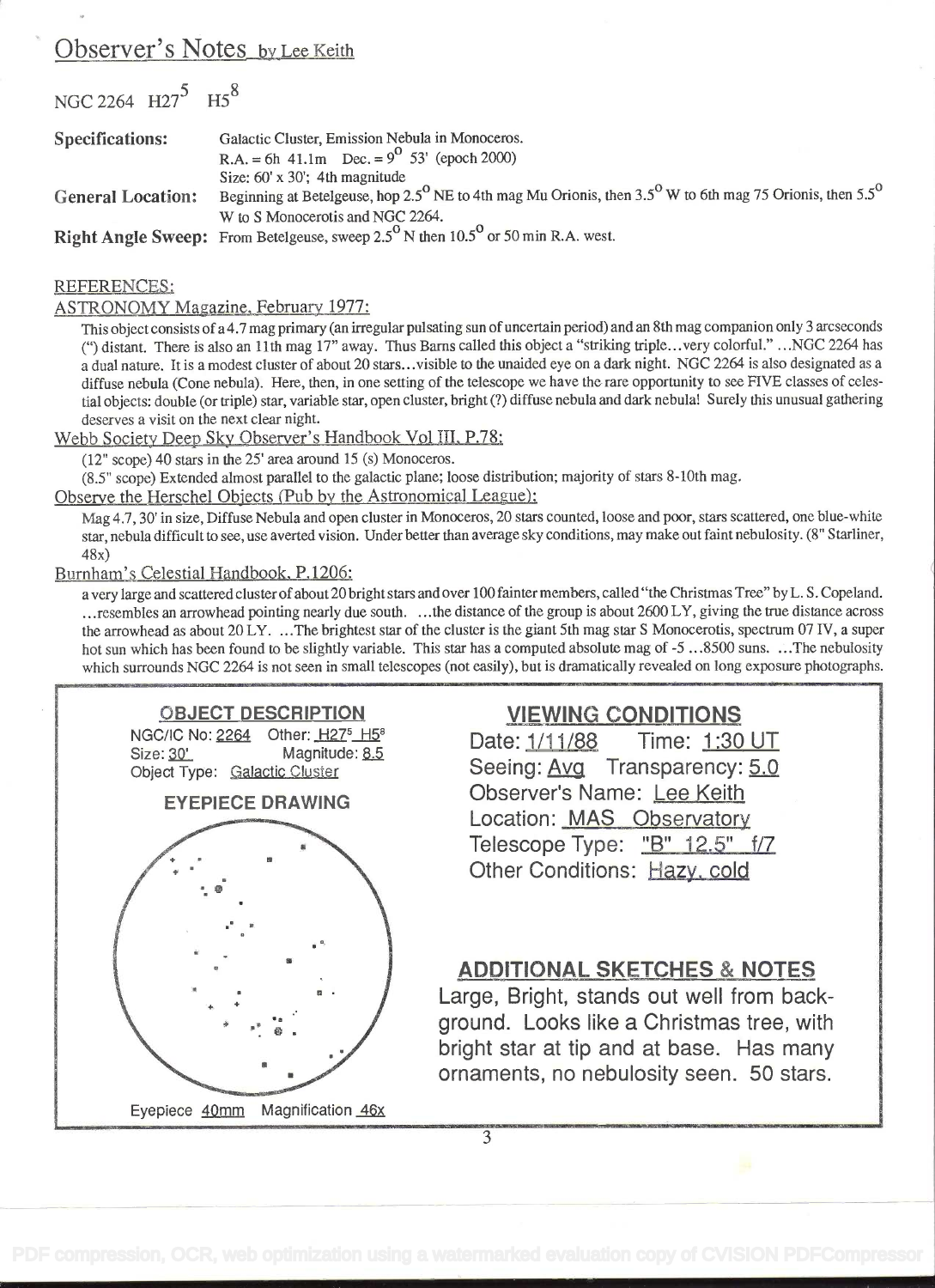# Observer's Notes by Lee Keith

## NGC 2264 H27[5] H5[8]

**Specifications:** Galactic Cluster, Emission Nebula in Monoceros.
R.A. = 6h 41.1m Dec. = 9° 53' (epoch 2000)
Size: 60' x 30'; 4th magnitude

**General Location:** Beginning at Betelgeuse, hop 2.5° NE to 4th mag Mu Orionis, then 3.5° W to 6th mag 75 Orionis, then 5.5° W to S Monocerotis and NGC 2264.

**Right Angle Sweep:** From Betelgeuse, sweep 2.5° N then 10.5° or 50 min R.A. west.

### REFERENCES:

ASTRONOMY Magazine, February 1977:

This object consists of a 4.7 mag primary (an irregular pulsating sun of uncertain period) and an 8th mag companion only 3 arcseconds (") distant. There is also an 11th mag 17" away. Thus Barns called this object a "striking triple...very colorful." ...NGC 2264 has a dual nature. It is a modest cluster of about 20 stars...visible to the unaided eye on a dark night. NGC 2264 is also designated as a diffuse nebula (Cone nebula). Here, then, in one setting of the telescope we have the rare opportunity to see FIVE classes of celestial objects: double (or triple) star, variable star, open cluster, bright (?) diffuse nebula and dark nebula! Surely this unusual gathering deserves a visit on the next clear night.

Webb Society Deep Sky Observer's Handbook Vol III, P.78:

(12" scope) 40 stars in the 25' area around 15 (s) Monoceros.
(8.5" scope) Extended almost parallel to the galactic plane; loose distribution; majority of stars 8-10th mag.

Observe the Herschel Objects (Pub by the Astronomical League):

Mag 4.7, 30' in size, Diffuse Nebula and open cluster in Monoceros, 20 stars counted, loose and poor, stars scattered, one blue-white star, nebula difficult to see, use averted vision. Under better than average sky conditions, may make out faint nebulosity. (8" Starliner, 48x)

Burnham's Celestial Handbook, P.1206:

a very large and scattered cluster of about 20 bright stars and over 100 fainter members, called "the Christmas Tree" by L. S. Copeland. ...resembles an arrowhead pointing nearly due south. ...the distance of the group is about 2600 LY, giving the true distance across the arrowhead as about 20 LY. ...The brightest star of the cluster is the giant 5th mag star S Monocerotis, spectrum 07 IV, a super hot sun which has been found to be slightly variable. This star has a computed absolute mag of -5 ...8500 suns. ...The nebulosity which surrounds NGC 2264 is not seen in small telescopes (not easily), but is dramatically revealed on long exposure photographs.

### OBJECT DESCRIPTION

NGC/IC No: 2264 Other: H27[5] H5[8]
Size: 30' Magnitude: 8.5
Object Type: Galactic Cluster

### EYEPIECE DRAWING

Eyepiece 40mm Magnification 46x

### VIEWING CONDITIONS

Date: 1/11/88 Time: 1:30 UT
Seeing: Avg Transparency: 5.0
Observer's Name: Lee Keith
Location: MAS Observatory
Telescope Type: "B" 12.5" f/7
Other Conditions: Hazy, cold

### ADDITIONAL SKETCHES & NOTES

Large, Bright, stands out well from background. Looks like a Christmas tree, with bright star at tip and at base. Has many ornaments, no nebulosity seen. 50 stars.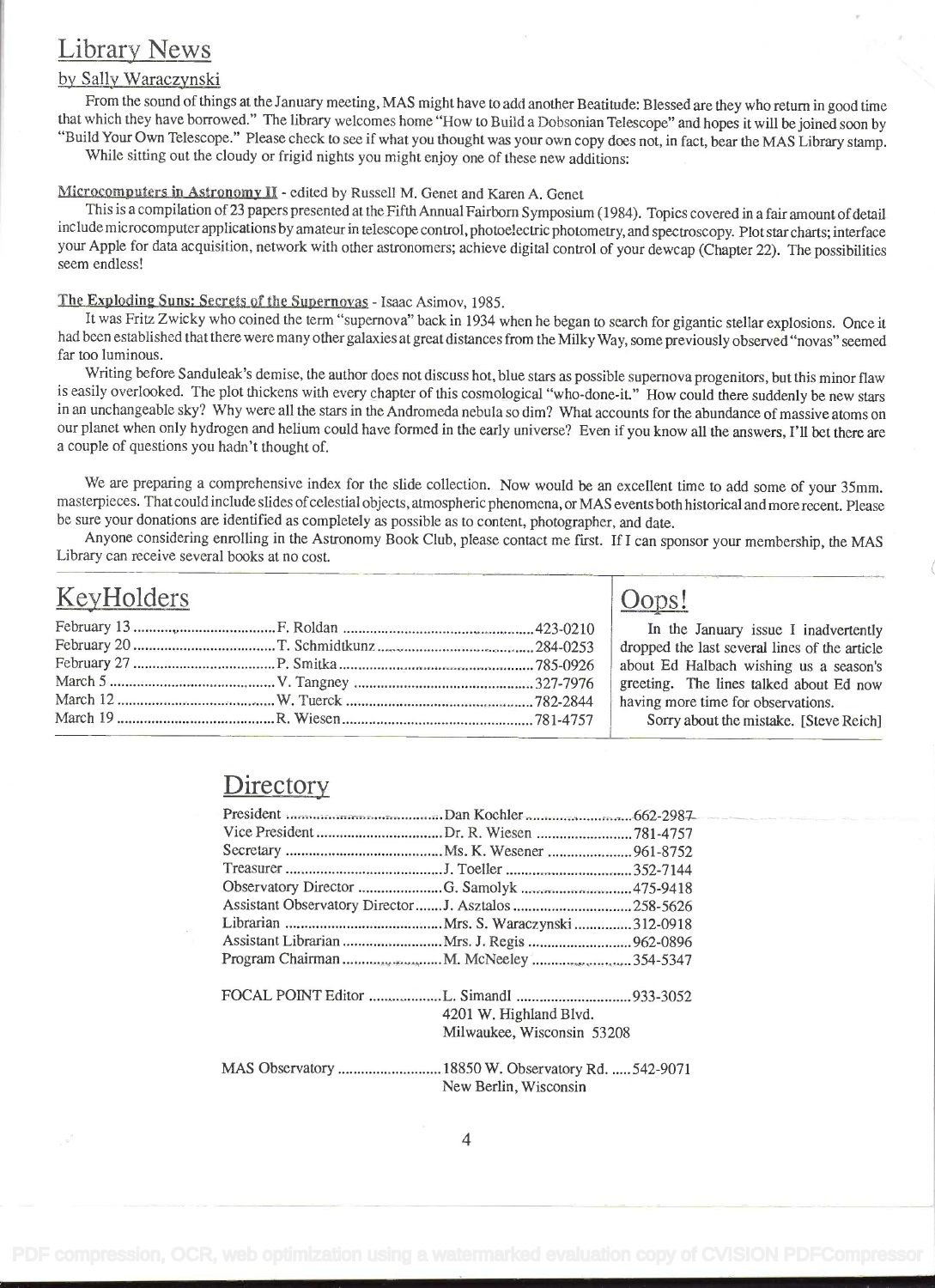## Library News

by Sally Waraczynski

From the sound of things at the January meeting, MAS might have to add another Beatitude: Blessed are they who return in good time that which they have borrowed." The library welcomes home "How to Build a Dobsonian Telescope" and hopes it will be joined soon by "Build Your Own Telescope." Please check to see if what you thought was your own copy does not, in fact, bear the MAS Library stamp.

While sitting out the cloudy or frigid nights you might enjoy one of these new additions:

**Microcomputers in Astronomy II** - edited by Russell M. Genet and Karen A. Genet

This is a compilation of 23 papers presented at the Fifth Annual Fairborn Symposium (1984). Topics covered in a fair amount of detail include microcomputer applications by amateur in telescope control, photoelectric photometry, and spectroscopy. Plot star charts; interface your Apple for data acquisition, network with other astronomers; achieve digital control of your dewcap (Chapter 22). The possibilities seem endless!

**The Exploding Suns: Secrets of the Supernovas** - Isaac Asimov, 1985.

It was Fritz Zwicky who coined the term "supernova" back in 1934 when he began to search for gigantic stellar explosions. Once it had been established that there were many other galaxies at great distances from the Milky Way, some previously observed "novas" seemed far too luminous.

Writing before Sanduleak's demise, the author does not discuss hot, blue stars as possible supernova progenitors, but this minor flaw is easily overlooked. The plot thickens with every chapter of this cosmological "who-done-it." How could there suddenly be new stars in an unchangeable sky? Why were all the stars in the Andromeda nebula so dim? What accounts for the abundance of massive atoms on our planet when only hydrogen and helium could have formed in the early universe? Even if you know all the answers, I'll bet there are a couple of questions you hadn't thought of.

We are preparing a comprehensive index for the slide collection. Now would be an excellent time to add some of your 35mm. masterpieces. That could include slides of celestial objects, atmospheric phenomena, or MAS events both historical and more recent. Please be sure your donations are identified as completely as possible as to content, photographer, and date.

Anyone considering enrolling in the Astronomy Book Club, please contact me first. If I can sponsor your membership, the MAS Library can receive several books at no cost.

## KeyHolders

| Date | Name | Phone |
|---|---|---|
| February 13 | F. Roldan | 423-0210 |
| February 20 | T. Schmidtkunz | 284-0253 |
| February 27 | P. Smitka | 785-0926 |
| March 5 | V. Tangney | 327-7976 |
| March 12 | W. Tuerck | 782-2844 |
| March 19 | R. Wiesen | 781-4757 |

## Oops!

In the January issue I inadvertently dropped the last several lines of the article about Ed Halbach wishing us a season's greeting. The lines talked about Ed now having more time for observations.

Sorry about the mistake. [Steve Reich]

## Directory

| Position | Name | Phone |
|---|---|---|
| President | Dan Koehler | 662-2987 |
| Vice President | Dr. R. Wiesen | 781-4757 |
| Secretary | Ms. K. Wesener | 961-8752 |
| Treasurer | J. Toeller | 352-7144 |
| Observatory Director | G. Samolyk | 475-9418 |
| Assistant Observatory Director | J. Asztalos | 258-5626 |
| Librarian | Mrs. S. Waraczynski | 312-0918 |
| Assistant Librarian | Mrs. J. Regis | 962-0896 |
| Program Chairman | M. McNeeley | 354-5347 |

FOCAL POINT Editor ... L. Simandl ... 933-3052
4201 W. Highland Blvd.
Milwaukee, Wisconsin 53208

MAS Observatory ... 18850 W. Observatory Rd. ... 542-9071
New Berlin, Wisconsin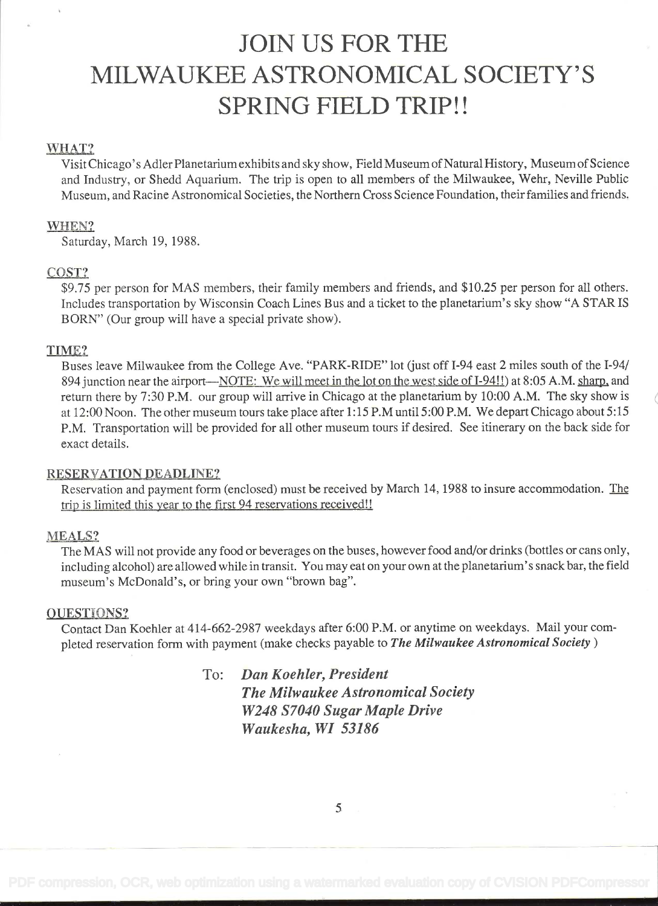# JOIN US FOR THE MILWAUKEE ASTRONOMICAL SOCIETY'S SPRING FIELD TRIP!!

## WHAT?

Visit Chicago's Adler Planetarium exhibits and sky show, Field Museum of Natural History, Museum of Science and Industry, or Shedd Aquarium. The trip is open to all members of the Milwaukee, Wehr, Neville Public Museum, and Racine Astronomical Societies, the Northern Cross Science Foundation, their families and friends.

## WHEN?

Saturday, March 19, 1988.

## COST?

$9.75 per person for MAS members, their family members and friends, and $10.25 per person for all others. Includes transportation by Wisconsin Coach Lines Bus and a ticket to the planetarium's sky show "A STAR IS BORN" (Our group will have a special private show).

## TIME?

Buses leave Milwaukee from the College Ave. "PARK-RIDE" lot (just off I-94 east 2 miles south of the I-94/ 894 junction near the airport—NOTE: We will meet in the lot on the west side of I-94!!) at 8:05 A.M. sharp, and return there by 7:30 P.M. our group will arrive in Chicago at the planetarium by 10:00 A.M. The sky show is at 12:00 Noon. The other museum tours take place after 1:15 P.M until 5:00 P.M. We depart Chicago about 5:15 P.M. Transportation will be provided for all other museum tours if desired. See itinerary on the back side for exact details.

## RESERVATION DEADLINE?

Reservation and payment form (enclosed) must be received by March 14, 1988 to insure accommodation. The trip is limited this year to the first 94 reservations received!!

## MEALS?

The MAS will not provide any food or beverages on the buses, however food and/or drinks (bottles or cans only, including alcohol) are allowed while in transit. You may eat on your own at the planetarium's snack bar, the field museum's McDonald's, or bring your own "brown bag".

## QUESTIONS?

Contact Dan Koehler at 414-662-2987 weekdays after 6:00 P.M. or anytime on weekdays. Mail your completed reservation form with payment (make checks payable to ***The Milwaukee Astronomical Society*** )

To: ***Dan Koehler, President***
***The Milwaukee Astronomical Society***
***W248 S7040 Sugar Maple Drive***
***Waukesha, WI 53186***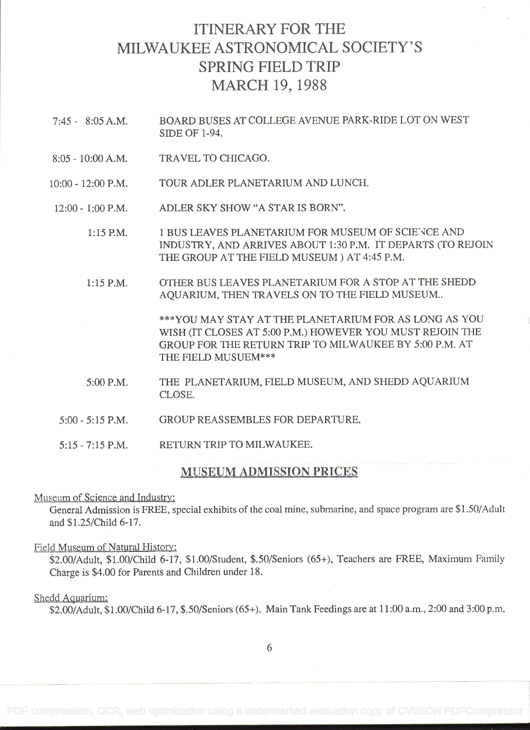# ITINERARY FOR THE MILWAUKEE ASTRONOMICAL SOCIETY'S SPRING FIELD TRIP MARCH 19, 1988

| | |
|---|---|
| 7:45 - 8:05 A.M. | BOARD BUSES AT COLLEGE AVENUE PARK-RIDE LOT ON WEST SIDE OF 1-94. |
| 8:05 - 10:00 A.M. | TRAVEL TO CHICAGO. |
| 10:00 - 12:00 P.M. | TOUR ADLER PLANETARIUM AND LUNCH. |
| 12:00 - 1:00 P.M. | ADLER SKY SHOW "A STAR IS BORN". |
| 1:15 P.M. | 1 BUS LEAVES PLANETARIUM FOR MUSEUM OF SCIENCE AND INDUSTRY, AND ARRIVES ABOUT 1:30 P.M. IT DEPARTS (TO REJOIN THE GROUP AT THE FIELD MUSEUM ) AT 4:45 P.M. |
| 1:15 P.M. | OTHER BUS LEAVES PLANETARIUM FOR A STOP AT THE SHEDD AQUARIUM, THEN TRAVELS ON TO THE FIELD MUSEUM.. |
| | ***YOU MAY STAY AT THE PLANETARIUM FOR AS LONG AS YOU WISH (IT CLOSES AT 5:00 P.M.) HOWEVER YOU MUST REJOIN THE GROUP FOR THE RETURN TRIP TO MILWAUKEE BY 5:00 P.M. AT THE FIELD MUSUEM*** |
| 5:00 P.M. | THE PLANETARIUM, FIELD MUSEUM, AND SHEDD AQUARIUM CLOSE. |
| 5:00 - 5:15 P.M. | GROUP REASSEMBLES FOR DEPARTURE. |
| 5:15 - 7:15 P.M. | RETURN TRIP TO MILWAUKEE. |

## MUSEUM ADMISSION PRICES

Museum of Science and Industry:

General Admission is FREE, special exhibits of the coal mine, submarine, and space program are $1.50/Adult and $1.25/Child 6-17.

Field Museum of Natural History:

$2.00/Adult, $1.00/Child 6-17, $1.00/Student, $.50/Seniors (65+), Teachers are FREE, Maximum Family Charge is $4.00 for Parents and Children under 18.

Shedd Aquarium:

$2.00/Adult, $1.00/Child 6-17, $.50/Seniors (65+). Main Tank Feedings are at 11:00 a.m., 2:00 and 3:00 p.m.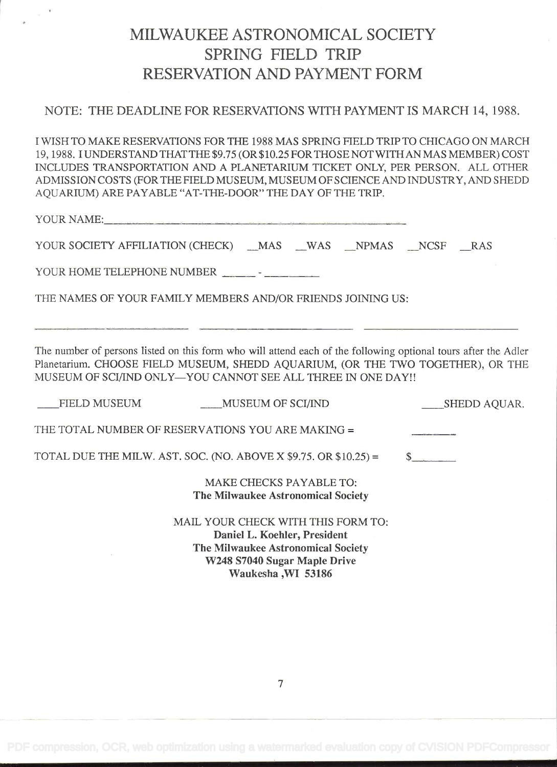# MILWAUKEE ASTRONOMICAL SOCIETY
# SPRING FIELD TRIP
# RESERVATION AND PAYMENT FORM

NOTE: THE DEADLINE FOR RESERVATIONS WITH PAYMENT IS MARCH 14, 1988.

I WISH TO MAKE RESERVATIONS FOR THE 1988 MAS SPRING FIELD TRIP TO CHICAGO ON MARCH 19, 1988. I UNDERSTAND THAT THE $9.75 (OR $10.25 FOR THOSE NOT WITH AN MAS MEMBER) COST INCLUDES TRANSPORTATION AND A PLANETARIUM TICKET ONLY, PER PERSON. ALL OTHER ADMISSION COSTS (FOR THE FIELD MUSEUM, MUSEUM OF SCIENCE AND INDUSTRY, AND SHEDD AQUARIUM) ARE PAYABLE "AT-THE-DOOR" THE DAY OF THE TRIP.

YOUR NAME:______________________________________________

YOUR SOCIETY AFFILIATION (CHECK) __MAS __WAS __NPMAS __NCSF __RAS

YOUR HOME TELEPHONE NUMBER _____ - ________

THE NAMES OF YOUR FAMILY MEMBERS AND/OR FRIENDS JOINING US:

______________________ ______________________ ______________________

The number of persons listed on this form who will attend each of the following optional tours after the Adler Planetarium. CHOOSE FIELD MUSEUM, SHEDD AQUARIUM, (OR THE TWO TOGETHER), OR THE MUSEUM OF SCI/IND ONLY—YOU CANNOT SEE ALL THREE IN ONE DAY!!

____FIELD MUSEUM ____MUSEUM OF SCI/IND ____SHEDD AQUAR.

THE TOTAL NUMBER OF RESERVATIONS YOU ARE MAKING = ________

TOTAL DUE THE MILW. AST. SOC. (NO. ABOVE X $9.75. OR $10.25) = $________

MAKE CHECKS PAYABLE TO:
**The Milwaukee Astronomical Society**

MAIL YOUR CHECK WITH THIS FORM TO:
**Daniel L. Koehler, President**
**The Milwaukee Astronomical Society**
**W248 S7040 Sugar Maple Drive**
**Waukesha ,WI 53186**